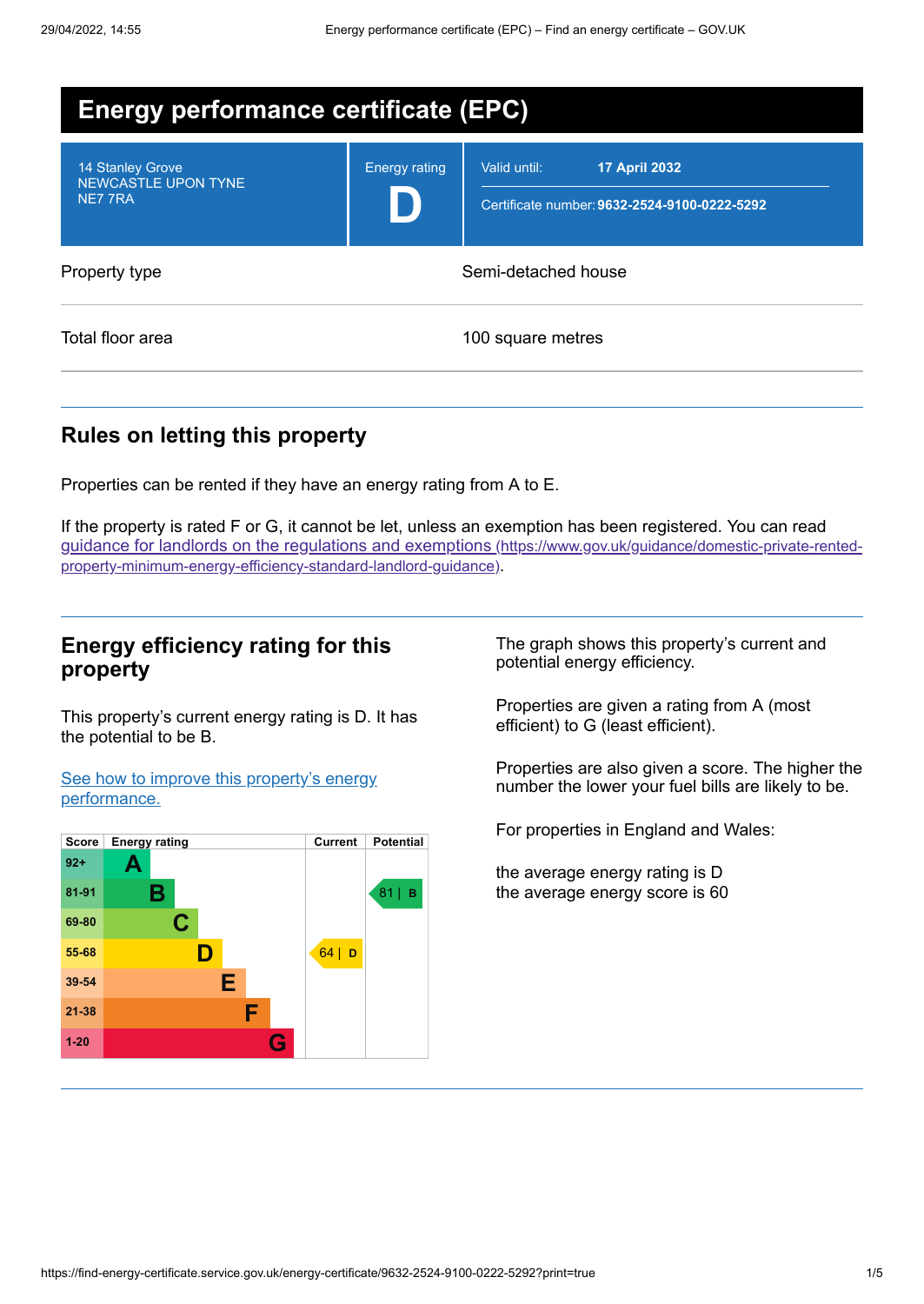# Energy performance certificate (EPC)

| | | |
|---|---|---|
| 14 Stanley Grove<br>NEWCASTLE UPON TYNE<br>NE7 7RA | Energy rating<br>**D** | Valid until: **17 April 2032**<br>Certificate number: **9632-2524-9100-0222-5292** |

| | |
|---|---|
| Property type | Semi-detached house |
| Total floor area | 100 square metres |

## Rules on letting this property

Properties can be rented if they have an energy rating from A to E.

If the property is rated F or G, it cannot be let, unless an exemption has been registered. You can read [guidance for landlords on the regulations and exemptions (https://www.gov.uk/guidance/domestic-private-rented-property-minimum-energy-efficiency-standard-landlord-guidance)](https://www.gov.uk/guidance/domestic-private-rented-property-minimum-energy-efficiency-standard-landlord-guidance).

## Energy efficiency rating for this property

This property's current energy rating is D. It has the potential to be B.

[See how to improve this property's energy performance.]()

| Score | Energy rating | Current | Potential |
|---|---|---|---|
| 92+ | A | | |
| 81-91 | B | | 81 \| B |
| 69-80 | C | | |
| 55-68 | D | 64 \| D | |
| 39-54 | E | | |
| 21-38 | F | | |
| 1-20 | G | | |

The graph shows this property's current and potential energy efficiency.

Properties are given a rating from A (most efficient) to G (least efficient).

Properties are also given a score. The higher the number the lower your fuel bills are likely to be.

For properties in England and Wales:

the average energy rating is D
the average energy score is 60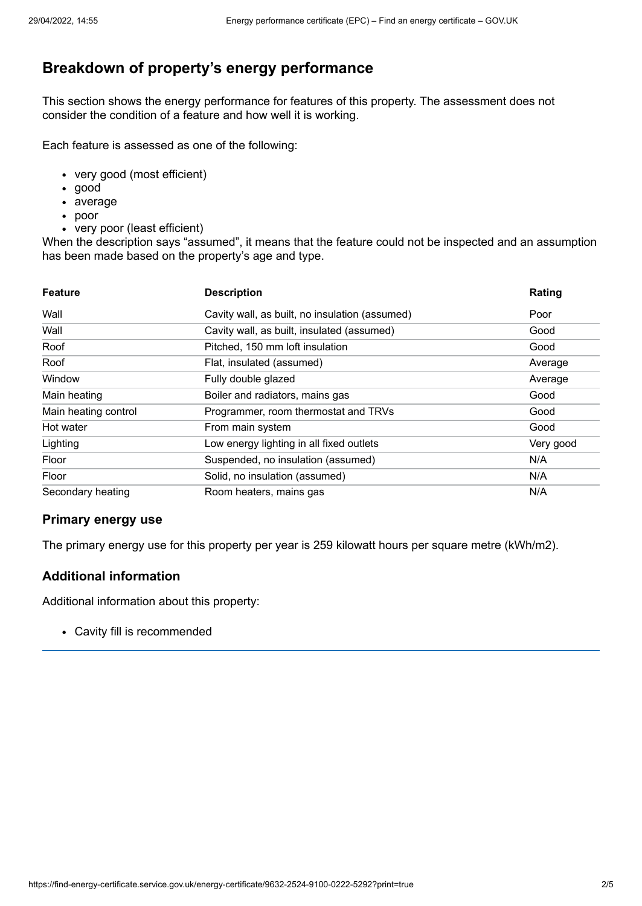## Breakdown of property's energy performance

This section shows the energy performance for features of this property. The assessment does not consider the condition of a feature and how well it is working.

Each feature is assessed as one of the following:

- very good (most efficient)
- good
- average
- poor
- very poor (least efficient)

When the description says "assumed", it means that the feature could not be inspected and an assumption has been made based on the property's age and type.

| Feature | Description | Rating |
|---|---|---|
| Wall | Cavity wall, as built, no insulation (assumed) | Poor |
| Wall | Cavity wall, as built, insulated (assumed) | Good |
| Roof | Pitched, 150 mm loft insulation | Good |
| Roof | Flat, insulated (assumed) | Average |
| Window | Fully double glazed | Average |
| Main heating | Boiler and radiators, mains gas | Good |
| Main heating control | Programmer, room thermostat and TRVs | Good |
| Hot water | From main system | Good |
| Lighting | Low energy lighting in all fixed outlets | Very good |
| Floor | Suspended, no insulation (assumed) | N/A |
| Floor | Solid, no insulation (assumed) | N/A |
| Secondary heating | Room heaters, mains gas | N/A |

### Primary energy use

The primary energy use for this property per year is 259 kilowatt hours per square metre (kWh/m2).

### Additional information

Additional information about this property:

- Cavity fill is recommended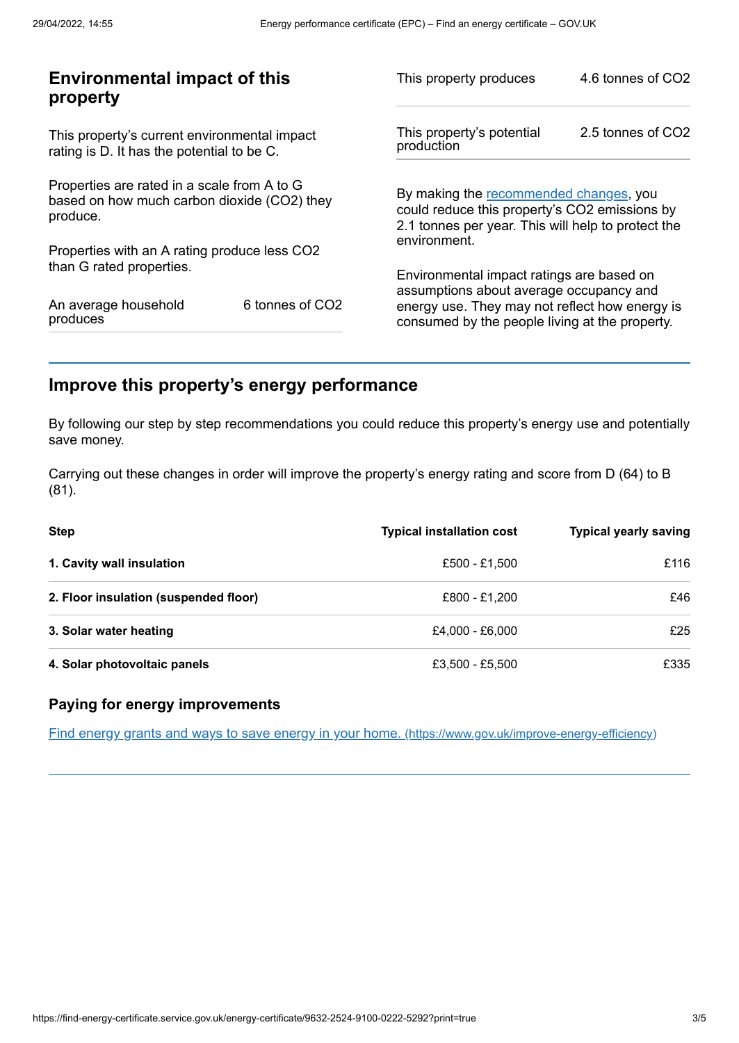## Environmental impact of this property

This property's current environmental impact rating is D. It has the potential to be C.

Properties are rated in a scale from A to G based on how much carbon dioxide ($CO_2$) they produce.

Properties with an A rating produce less $CO_2$ than G rated properties.

| | |
|---|---|
| An average household produces | 6 tonnes of $CO_2$ |

| | |
|---|---|
| This property produces | 4.6 tonnes of $CO_2$ |
| This property's potential production | 2.5 tonnes of $CO_2$ |

By making the recommended changes, you could reduce this property's $CO_2$ emissions by 2.1 tonnes per year. This will help to protect the environment.

Environmental impact ratings are based on assumptions about average occupancy and energy use. They may not reflect how energy is consumed by the people living at the property.

## Improve this property's energy performance

By following our step by step recommendations you could reduce this property's energy use and potentially save money.

Carrying out these changes in order will improve the property's energy rating and score from D (64) to B (81).

| Step | Typical installation cost | Typical yearly saving |
|---|---|---|
| **1. Cavity wall insulation** | £500 - £1,500 | £116 |
| **2. Floor insulation (suspended floor)** | £800 - £1,200 | £46 |
| **3. Solar water heating** | £4,000 - £6,000 | £25 |
| **4. Solar photovoltaic panels** | £3,500 - £5,500 | £335 |

### Paying for energy improvements

[Find energy grants and ways to save energy in your home. (https://www.gov.uk/improve-energy-efficiency)](https://www.gov.uk/improve-energy-efficiency)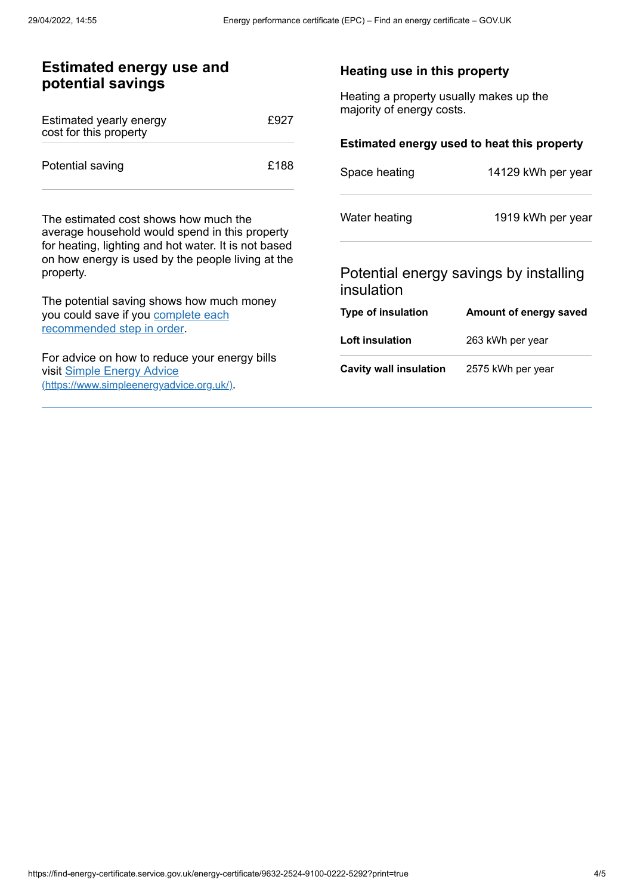## Estimated energy use and potential savings

| | |
|---|---|
| Estimated yearly energy cost for this property | £927 |
| Potential saving | £188 |

The estimated cost shows how much the average household would spend in this property for heating, lighting and hot water. It is not based on how energy is used by the people living at the property.

The potential saving shows how much money you could save if you complete each recommended step in order.

For advice on how to reduce your energy bills visit Simple Energy Advice (https://www.simpleenergyadvice.org.uk/).

### Heating use in this property

Heating a property usually makes up the majority of energy costs.

#### Estimated energy used to heat this property

| | |
|---|---|
| Space heating | 14129 kWh per year |
| Water heating | 1919 kWh per year |

### Potential energy savings by installing insulation

| Type of insulation | Amount of energy saved |
|---|---|
| **Loft insulation** | 263 kWh per year |
| **Cavity wall insulation** | 2575 kWh per year |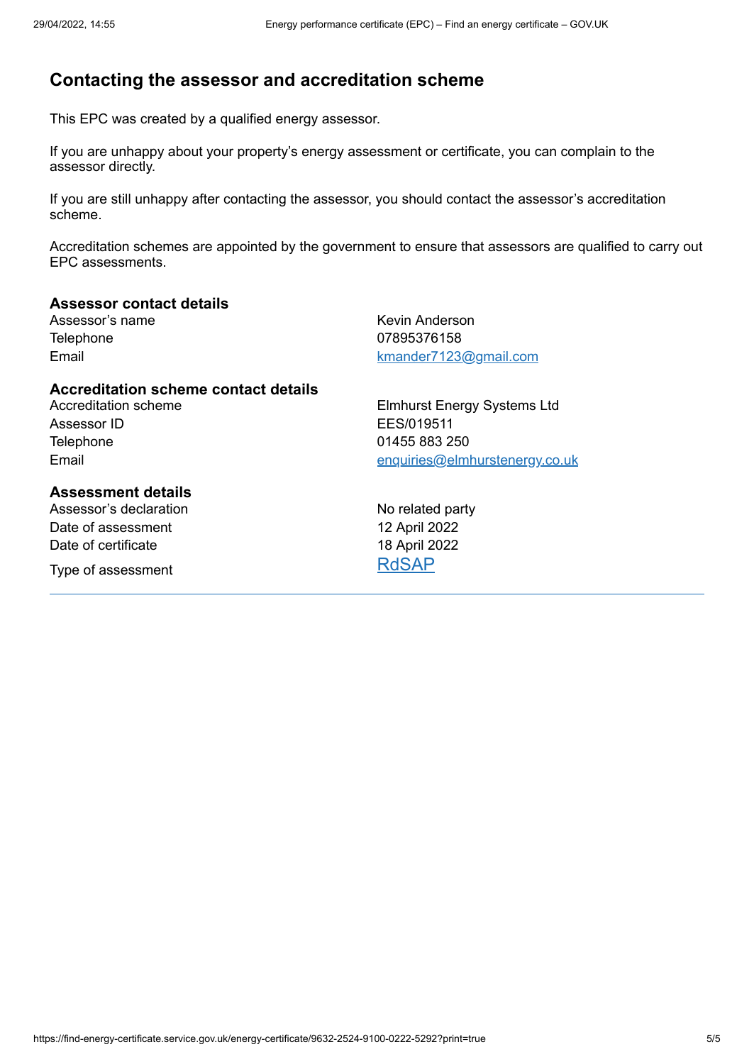## Contacting the assessor and accreditation scheme

This EPC was created by a qualified energy assessor.

If you are unhappy about your property's energy assessment or certificate, you can complain to the assessor directly.

If you are still unhappy after contacting the assessor, you should contact the assessor's accreditation scheme.

Accreditation schemes are appointed by the government to ensure that assessors are qualified to carry out EPC assessments.

### Assessor contact details

| | |
|---|---|
| Assessor's name | Kevin Anderson |
| Telephone | 07895376158 |
| Email | kmander7123@gmail.com |

### Accreditation scheme contact details

| | |
|---|---|
| Accreditation scheme | Elmhurst Energy Systems Ltd |
| Assessor ID | EES/019511 |
| Telephone | 01455 883 250 |
| Email | enquiries@elmhurstenergy.co.uk |

### Assessment details

| | |
|---|---|
| Assessor's declaration | No related party |
| Date of assessment | 12 April 2022 |
| Date of certificate | 18 April 2022 |
| Type of assessment | RdSAP |